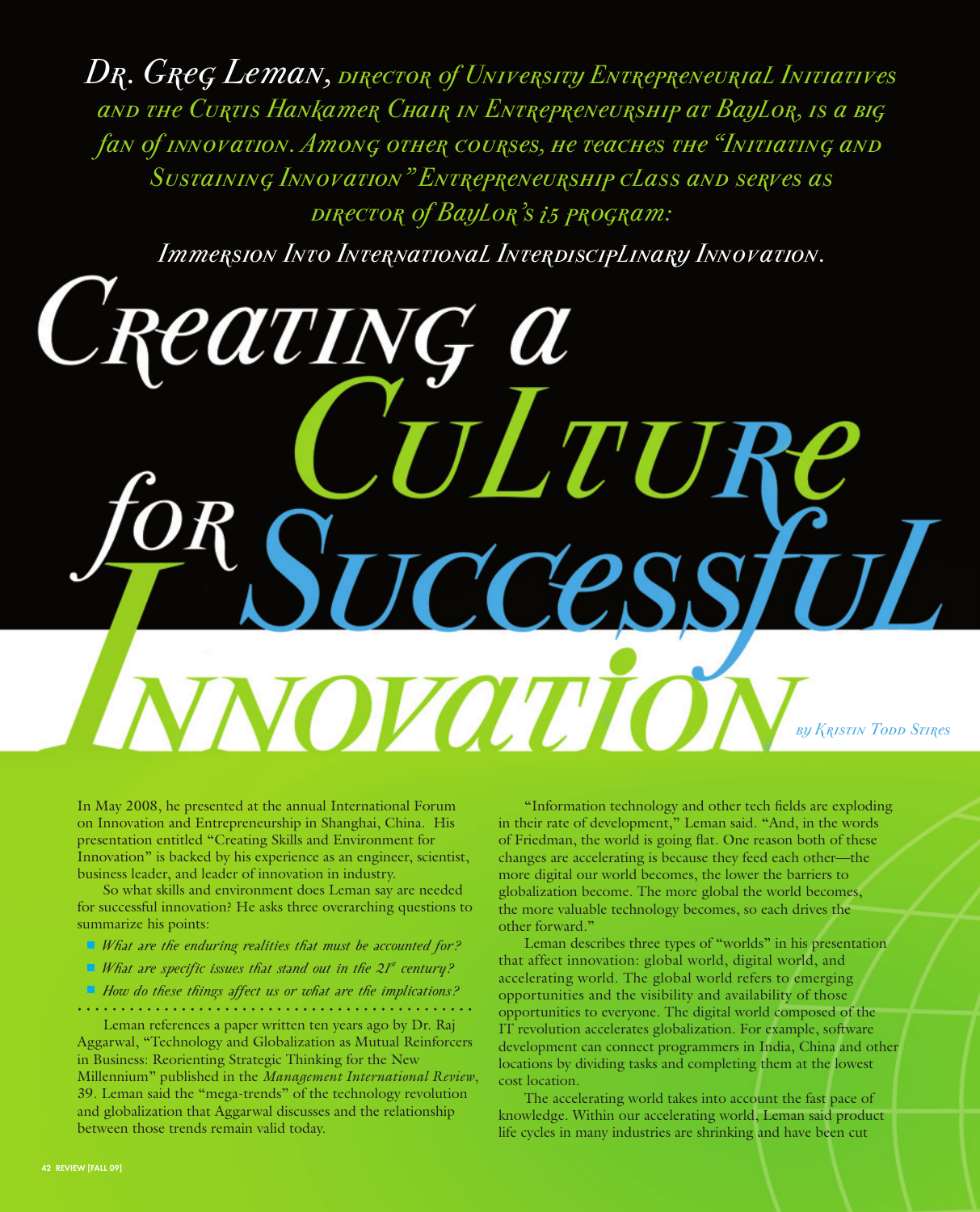*Dr. Greg Leman, director of University Entrepreneurial Initiatives and the Curtis Hankamer Chair in Entrepreneurship at Baylor, is a big fan of innovation. Among other courses, he teaches the "Initiating and Sustaining Innovation" Entrepreneurship class and serves as director of Baylor's i5 program:*

*Immersion Into International Interdisciplinary Innovation.*

# Creating a Culture for Successful Innovation

*by Kristin Todd Stires*

In May 2008, he presented at the annual International Forum on Innovation and Entrepreneurship in Shanghai, China. His presentation entitled "Creating Skills and Environment for Innovation" is backed by his experience as an engineer, scientist, business leader, and leader of innovation in industry.

So what skills and environment does Leman say are needed for successful innovation? He asks three overarching questions to summarize his points:

- *What are the enduring realities that must be accounted for?*
- *What are specific issues that stand out in the 21st century?*
- *How do these things affect us or what are the implications?*

Leman references a paper written ten years ago by Dr. Raj Aggarwal, "Technology and Globalization as Mutual Reinforcers in Business: Reorienting Strategic Thinking for the New Millennium" published in the *Management International Review*, 39. Leman said the "mega-trends" of the technology revolution and globalization that Aggarwal discusses and the relationship between those trends remain valid today.

"Information technology and other tech fields are exploding in their rate of development," Leman said. "And, in the words of Friedman, the world is going flat. One reason both of these changes are accelerating is because they feed each other—the more digital our world becomes, the lower the barriers to globalization become. The more global the world becomes, the more valuable technology becomes, so each drives the other forward."

Leman describes three types of "worlds" in his presentation that affect innovation: global world, digital world, and accelerating world. The global world refers to emerging opportunities and the visibility and availability of those opportunities to everyone. The digital world composed of the IT revolution accelerates globalization. For example, software development can connect programmers in India, China and other locations by dividing tasks and completing them at the lowest cost location.

The accelerating world takes into account the fast pace of knowledge. Within our accelerating world, Leman said product life cycles in many industries are shrinking and have been cut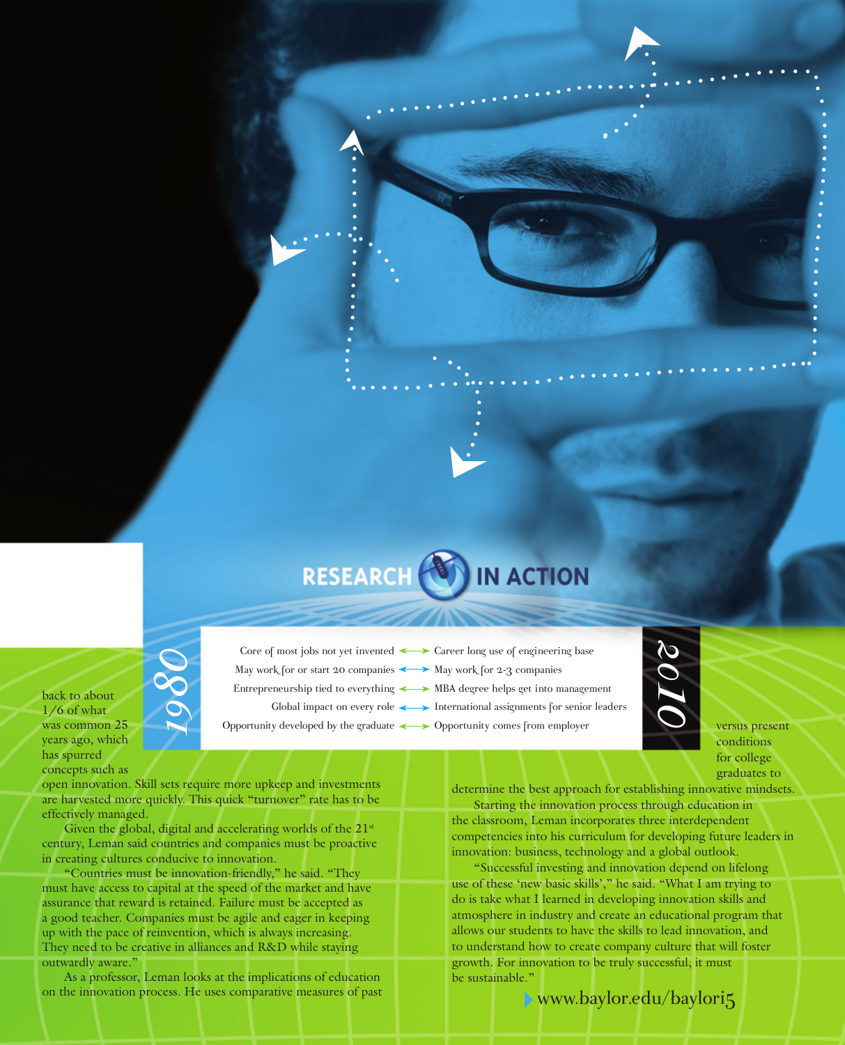## RESEARCH IN ACTION

| 1980 | | 2010 |
|---|---|---|
| Core of most jobs not yet invented | ↔ | Career long use of engineering base |
| May work for or start 20 companies | ↔ | May work for 2-3 companies |
| Entrepreneurship tied to everything | ↔ | MBA degree helps get into management |
| Global impact on every role | ↔ | International assignments for senior leaders |
| Opportunity developed by the graduate | ↔ | Opportunity comes from employer |

back to about 1/6 of what was common 25 years ago, which has spurred concepts such as open innovation. Skill sets require more upkeep and investments are harvested more quickly. This quick "turnover" rate has to be effectively managed.

Given the global, digital and accelerating worlds of the 21st century, Leman said countries and companies must be proactive in creating cultures conducive to innovation.

"Countries must be innovation-friendly," he said. "They must have access to capital at the speed of the market and have assurance that reward is retained. Failure must be accepted as a good teacher. Companies must be agile and eager in keeping up with the pace of reinvention, which is always increasing. They need to be creative in alliances and R&D while staying outwardly aware."

As a professor, Leman looks at the implications of education on the innovation process. He uses comparative measures of past versus present conditions for college graduates to determine the best approach for establishing innovative mindsets.

Starting the innovation process through education in the classroom, Leman incorporates three interdependent competencies into his curriculum for developing future leaders in innovation: business, technology and a global outlook.

"Successful investing and innovation depend on lifelong use of these 'new basic skills'," he said. "What I am trying to do is take what I learned in developing innovation skills and atmosphere in industry and create an educational program that allows our students to have the skills to lead innovation, and to understand how to create company culture that will foster growth. For innovation to be truly successful, it must be sustainable."

www.baylor.edu/baylori5